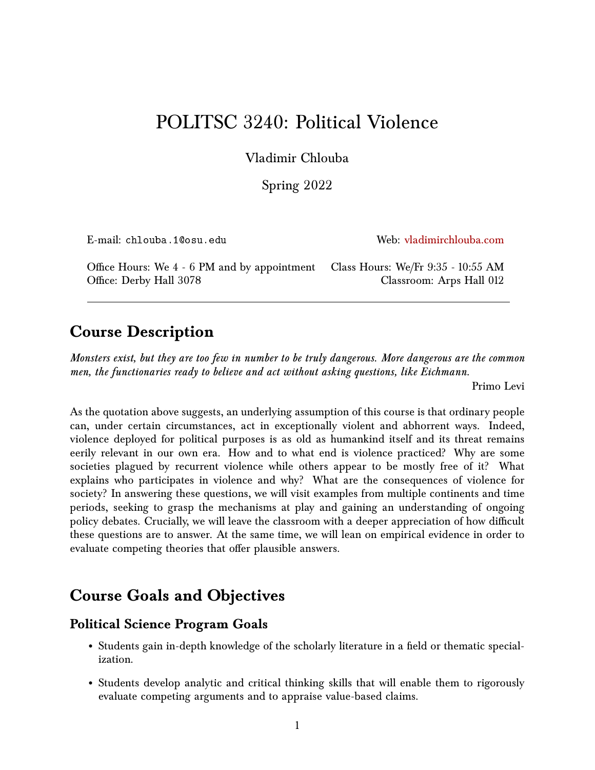# POLITSC 3240: Political Violence

Vladimir Chlouba

Spring 2022

E-mail: chlouba.1@osu.edu | Web: vladimirchlouba.com

Office Hours: We 4 - 6 PM and by appointment | Class Hours: We/Fr 9:35 - 10:55 AM

Office: Derby Hall 3078 | Classroom: Arps Hall 012

---

## Course Description

***Monsters exist, but they are too few in number to be truly dangerous. More dangerous are the common men, the functionaries ready to believe and act without asking questions, like Eichmann.***

Primo Levi

As the quotation above suggests, an underlying assumption of this course is that ordinary people can, under certain circumstances, act in exceptionally violent and abhorrent ways. Indeed, violence deployed for political purposes is as old as humankind itself and its threat remains eerily relevant in our own era. How and to what end is violence practiced? Why are some societies plagued by recurrent violence while others appear to be mostly free of it? What explains who participates in violence and why? What are the consequences of violence for society? In answering these questions, we will visit examples from multiple continents and time periods, seeking to grasp the mechanisms at play and gaining an understanding of ongoing policy debates. Crucially, we will leave the classroom with a deeper appreciation of how difficult these questions are to answer. At the same time, we will lean on empirical evidence in order to evaluate competing theories that offer plausible answers.

## Course Goals and Objectives

### Political Science Program Goals

- Students gain in-depth knowledge of the scholarly literature in a field or thematic specialization.
- Students develop analytic and critical thinking skills that will enable them to rigorously evaluate competing arguments and to appraise value-based claims.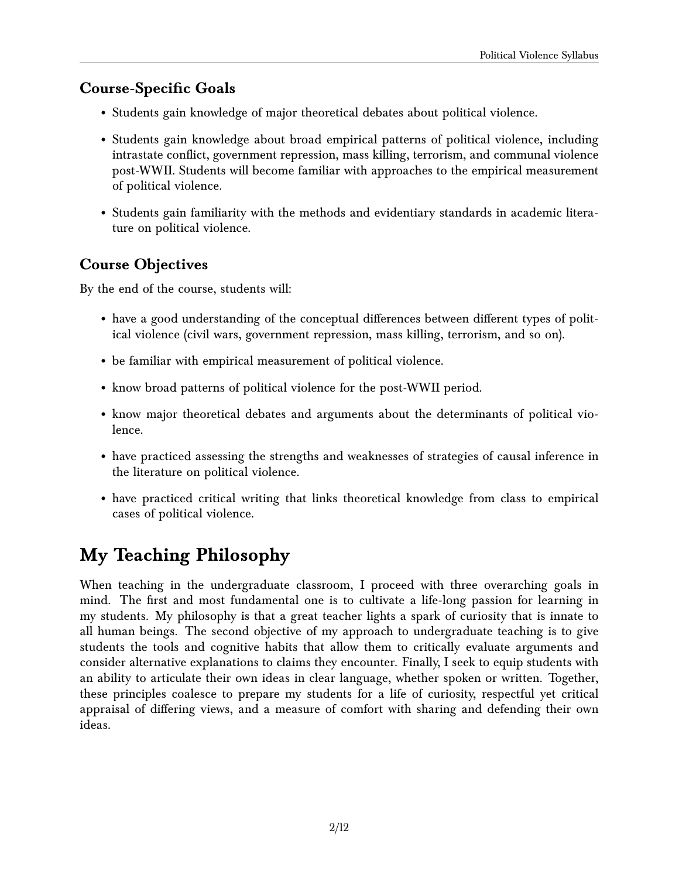### Course-Specific Goals

- Students gain knowledge of major theoretical debates about political violence.
- Students gain knowledge about broad empirical patterns of political violence, including intrastate conflict, government repression, mass killing, terrorism, and communal violence post-WWII. Students will become familiar with approaches to the empirical measurement of political violence.
- Students gain familiarity with the methods and evidentiary standards in academic literature on political violence.

### Course Objectives

By the end of the course, students will:

- have a good understanding of the conceptual differences between different types of political violence (civil wars, government repression, mass killing, terrorism, and so on).
- be familiar with empirical measurement of political violence.
- know broad patterns of political violence for the post-WWII period.
- know major theoretical debates and arguments about the determinants of political violence.
- have practiced assessing the strengths and weaknesses of strategies of causal inference in the literature on political violence.
- have practiced critical writing that links theoretical knowledge from class to empirical cases of political violence.

## My Teaching Philosophy

When teaching in the undergraduate classroom, I proceed with three overarching goals in mind. The first and most fundamental one is to cultivate a life-long passion for learning in my students. My philosophy is that a great teacher lights a spark of curiosity that is innate to all human beings. The second objective of my approach to undergraduate teaching is to give students the tools and cognitive habits that allow them to critically evaluate arguments and consider alternative explanations to claims they encounter. Finally, I seek to equip students with an ability to articulate their own ideas in clear language, whether spoken or written. Together, these principles coalesce to prepare my students for a life of curiosity, respectful yet critical appraisal of differing views, and a measure of comfort with sharing and defending their own ideas.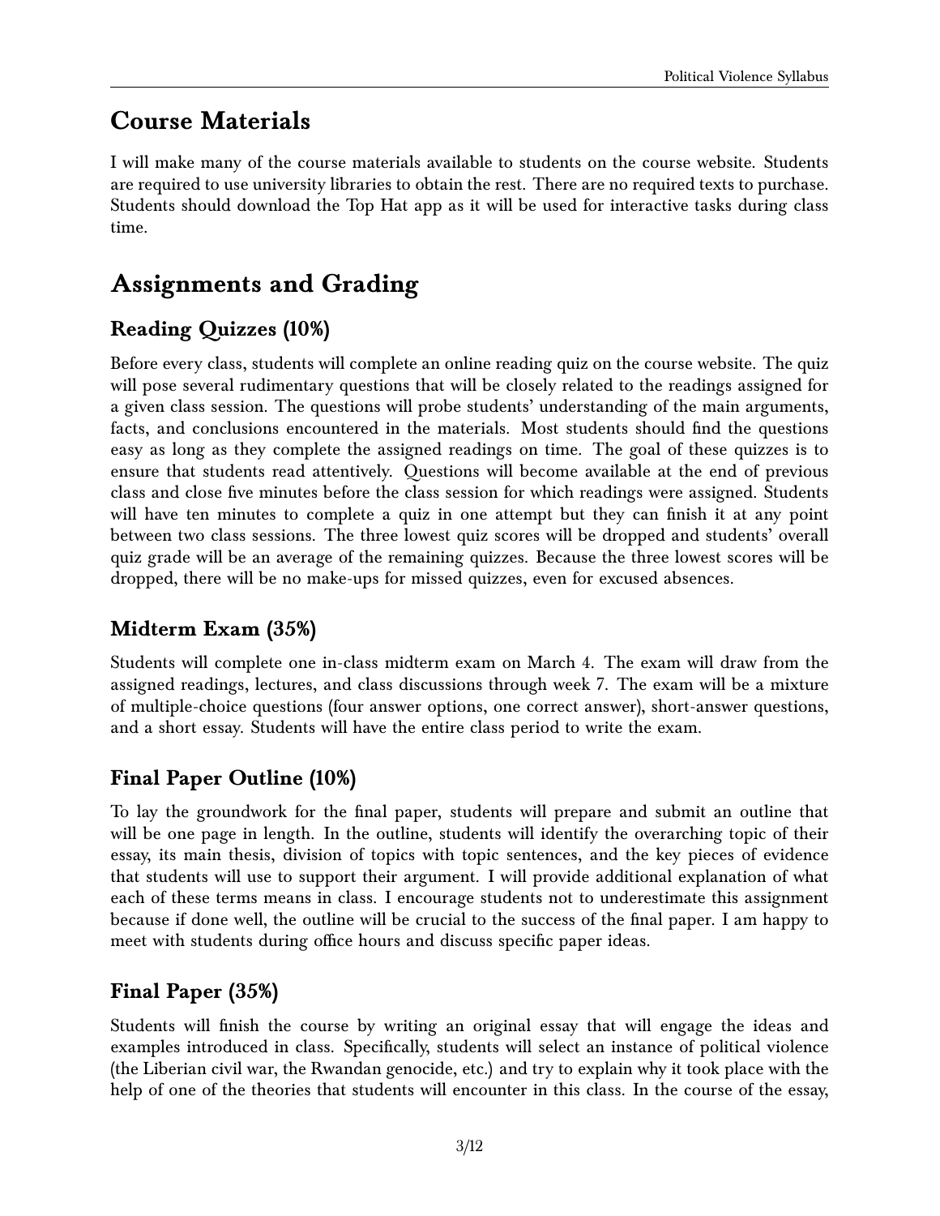## Course Materials

I will make many of the course materials available to students on the course website. Students are required to use university libraries to obtain the rest. There are no required texts to purchase. Students should download the Top Hat app as it will be used for interactive tasks during class time.

## Assignments and Grading

### Reading Quizzes (10%)

Before every class, students will complete an online reading quiz on the course website. The quiz will pose several rudimentary questions that will be closely related to the readings assigned for a given class session. The questions will probe students' understanding of the main arguments, facts, and conclusions encountered in the materials. Most students should find the questions easy as long as they complete the assigned readings on time. The goal of these quizzes is to ensure that students read attentively. Questions will become available at the end of previous class and close five minutes before the class session for which readings were assigned. Students will have ten minutes to complete a quiz in one attempt but they can finish it at any point between two class sessions. The three lowest quiz scores will be dropped and students' overall quiz grade will be an average of the remaining quizzes. Because the three lowest scores will be dropped, there will be no make-ups for missed quizzes, even for excused absences.

### Midterm Exam (35%)

Students will complete one in-class midterm exam on March 4. The exam will draw from the assigned readings, lectures, and class discussions through week 7. The exam will be a mixture of multiple-choice questions (four answer options, one correct answer), short-answer questions, and a short essay. Students will have the entire class period to write the exam.

### Final Paper Outline (10%)

To lay the groundwork for the final paper, students will prepare and submit an outline that will be one page in length. In the outline, students will identify the overarching topic of their essay, its main thesis, division of topics with topic sentences, and the key pieces of evidence that students will use to support their argument. I will provide additional explanation of what each of these terms means in class. I encourage students not to underestimate this assignment because if done well, the outline will be crucial to the success of the final paper. I am happy to meet with students during office hours and discuss specific paper ideas.

### Final Paper (35%)

Students will finish the course by writing an original essay that will engage the ideas and examples introduced in class. Specifically, students will select an instance of political violence (the Liberian civil war, the Rwandan genocide, etc.) and try to explain why it took place with the help of one of the theories that students will encounter in this class. In the course of the essay,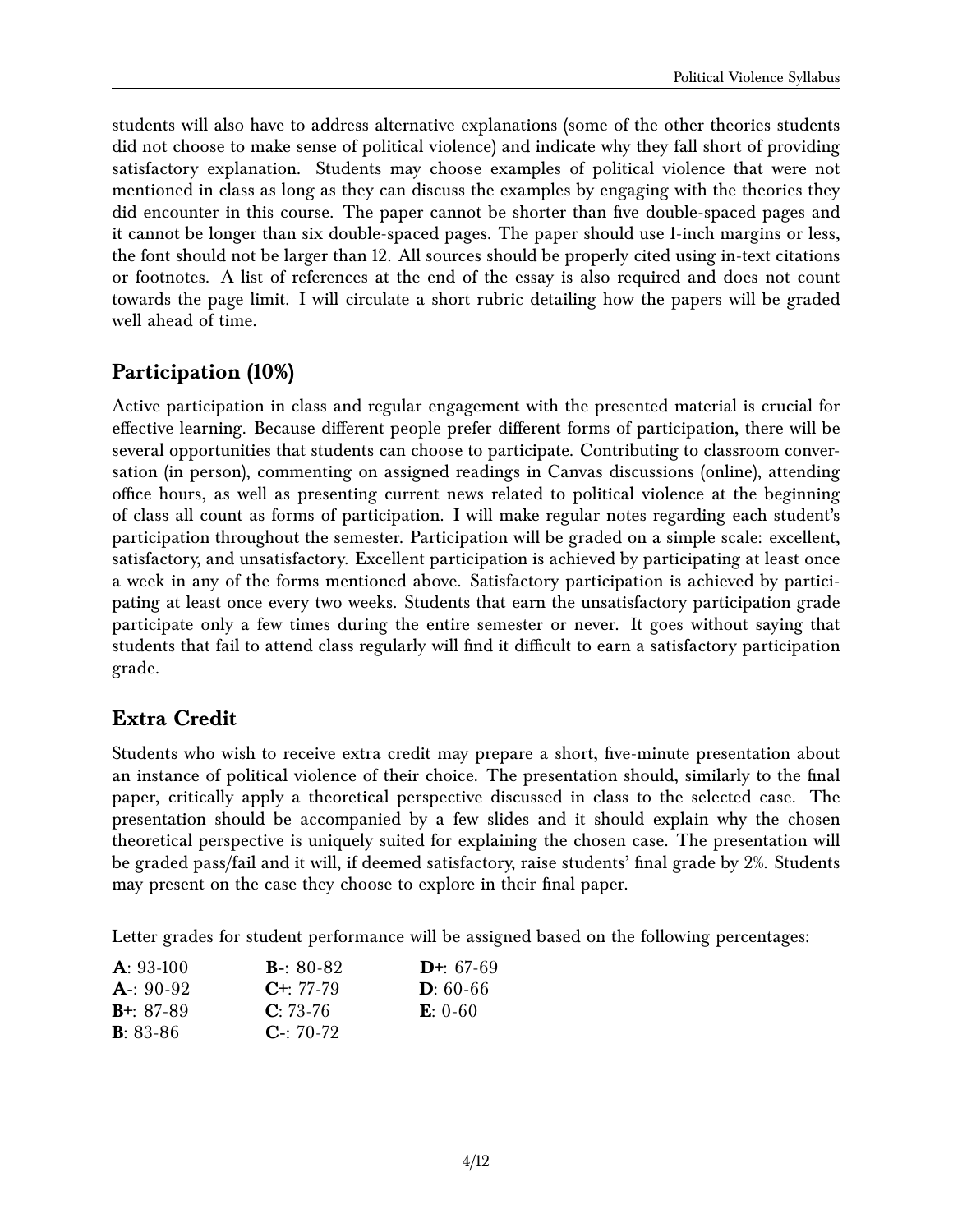students will also have to address alternative explanations (some of the other theories students did not choose to make sense of political violence) and indicate why they fall short of providing satisfactory explanation. Students may choose examples of political violence that were not mentioned in class as long as they can discuss the examples by engaging with the theories they did encounter in this course. The paper cannot be shorter than five double-spaced pages and it cannot be longer than six double-spaced pages. The paper should use 1-inch margins or less, the font should not be larger than 12. All sources should be properly cited using in-text citations or footnotes. A list of references at the end of the essay is also required and does not count towards the page limit. I will circulate a short rubric detailing how the papers will be graded well ahead of time.

## Participation (10%)

Active participation in class and regular engagement with the presented material is crucial for effective learning. Because different people prefer different forms of participation, there will be several opportunities that students can choose to participate. Contributing to classroom conversation (in person), commenting on assigned readings in Canvas discussions (online), attending office hours, as well as presenting current news related to political violence at the beginning of class all count as forms of participation. I will make regular notes regarding each student's participation throughout the semester. Participation will be graded on a simple scale: excellent, satisfactory, and unsatisfactory. Excellent participation is achieved by participating at least once a week in any of the forms mentioned above. Satisfactory participation is achieved by participating at least once every two weeks. Students that earn the unsatisfactory participation grade participate only a few times during the entire semester or never. It goes without saying that students that fail to attend class regularly will find it difficult to earn a satisfactory participation grade.

## Extra Credit

Students who wish to receive extra credit may prepare a short, five-minute presentation about an instance of political violence of their choice. The presentation should, similarly to the final paper, critically apply a theoretical perspective discussed in class to the selected case. The presentation should be accompanied by a few slides and it should explain why the chosen theoretical perspective is uniquely suited for explaining the chosen case. The presentation will be graded pass/fail and it will, if deemed satisfactory, raise students' final grade by 2%. Students may present on the case they choose to explore in their final paper.

Letter grades for student performance will be assigned based on the following percentages:

| | | |
|---|---|---|
| **A**: 93-100 | **B-**: 80-82 | **D+**: 67-69 |
| **A-**: 90-92 | **C+**: 77-79 | **D**: 60-66 |
| **B+**: 87-89 | **C**: 73-76 | **E**: 0-60 |
| **B**: 83-86 | **C-**: 70-72 | |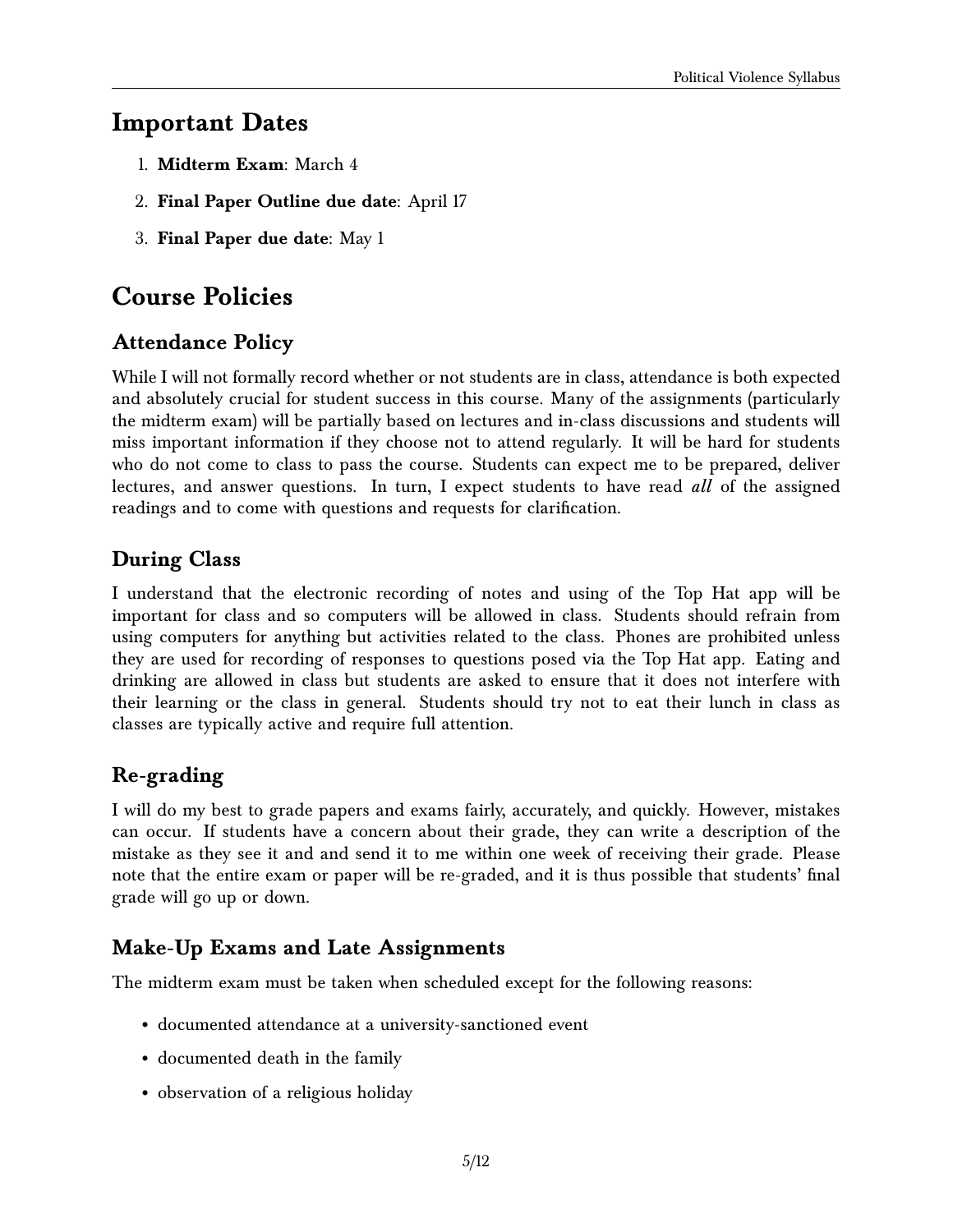## Important Dates

1. **Midterm Exam**: March 4
2. **Final Paper Outline due date**: April 17
3. **Final Paper due date**: May 1

## Course Policies

### Attendance Policy

While I will not formally record whether or not students are in class, attendance is both expected and absolutely crucial for student success in this course. Many of the assignments (particularly the midterm exam) will be partially based on lectures and in-class discussions and students will miss important information if they choose not to attend regularly. It will be hard for students who do not come to class to pass the course. Students can expect me to be prepared, deliver lectures, and answer questions. In turn, I expect students to have read *all* of the assigned readings and to come with questions and requests for clarification.

### During Class

I understand that the electronic recording of notes and using of the Top Hat app will be important for class and so computers will be allowed in class. Students should refrain from using computers for anything but activities related to the class. Phones are prohibited unless they are used for recording of responses to questions posed via the Top Hat app. Eating and drinking are allowed in class but students are asked to ensure that it does not interfere with their learning or the class in general. Students should try not to eat their lunch in class as classes are typically active and require full attention.

### Re-grading

I will do my best to grade papers and exams fairly, accurately, and quickly. However, mistakes can occur. If students have a concern about their grade, they can write a description of the mistake as they see it and and send it to me within one week of receiving their grade. Please note that the entire exam or paper will be re-graded, and it is thus possible that students' final grade will go up or down.

### Make-Up Exams and Late Assignments

The midterm exam must be taken when scheduled except for the following reasons:

- documented attendance at a university-sanctioned event
- documented death in the family
- observation of a religious holiday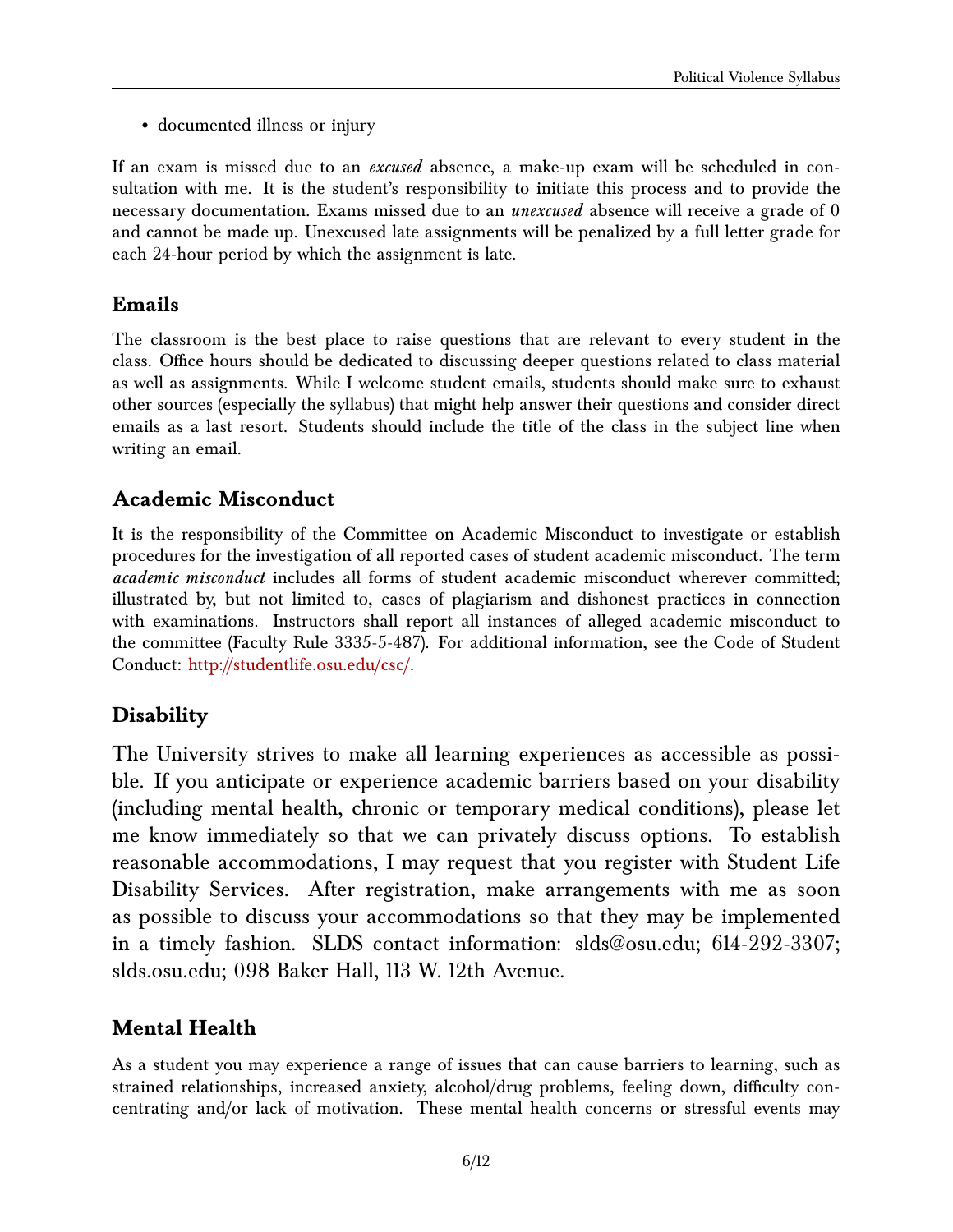- documented illness or injury

If an exam is missed due to an *excused* absence, a make-up exam will be scheduled in consultation with me. It is the student's responsibility to initiate this process and to provide the necessary documentation. Exams missed due to an *unexcused* absence will receive a grade of 0 and cannot be made up. Unexcused late assignments will be penalized by a full letter grade for each 24-hour period by which the assignment is late.

## Emails

The classroom is the best place to raise questions that are relevant to every student in the class. Office hours should be dedicated to discussing deeper questions related to class material as well as assignments. While I welcome student emails, students should make sure to exhaust other sources (especially the syllabus) that might help answer their questions and consider direct emails as a last resort. Students should include the title of the class in the subject line when writing an email.

## Academic Misconduct

It is the responsibility of the Committee on Academic Misconduct to investigate or establish procedures for the investigation of all reported cases of student academic misconduct. The term *academic misconduct* includes all forms of student academic misconduct wherever committed; illustrated by, but not limited to, cases of plagiarism and dishonest practices in connection with examinations. Instructors shall report all instances of alleged academic misconduct to the committee (Faculty Rule 3335-5-487). For additional information, see the Code of Student Conduct: http://studentlife.osu.edu/csc/.

## Disability

The University strives to make all learning experiences as accessible as possible. If you anticipate or experience academic barriers based on your disability (including mental health, chronic or temporary medical conditions), please let me know immediately so that we can privately discuss options. To establish reasonable accommodations, I may request that you register with Student Life Disability Services. After registration, make arrangements with me as soon as possible to discuss your accommodations so that they may be implemented in a timely fashion. SLDS contact information: slds@osu.edu; 614-292-3307; slds.osu.edu; 098 Baker Hall, 113 W. 12th Avenue.

## Mental Health

As a student you may experience a range of issues that can cause barriers to learning, such as strained relationships, increased anxiety, alcohol/drug problems, feeling down, difficulty concentrating and/or lack of motivation. These mental health concerns or stressful events may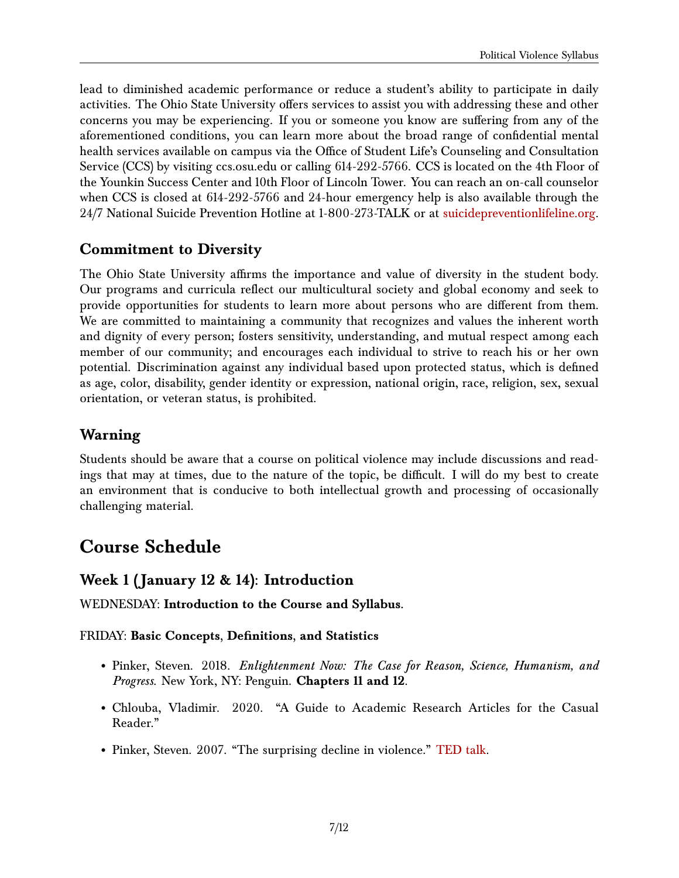lead to diminished academic performance or reduce a student's ability to participate in daily activities. The Ohio State University offers services to assist you with addressing these and other concerns you may be experiencing. If you or someone you know are suffering from any of the aforementioned conditions, you can learn more about the broad range of confidential mental health services available on campus via the Office of Student Life's Counseling and Consultation Service (CCS) by visiting ccs.osu.edu or calling 614-292-5766. CCS is located on the 4th Floor of the Younkin Success Center and 10th Floor of Lincoln Tower. You can reach an on-call counselor when CCS is closed at 614-292-5766 and 24-hour emergency help is also available through the 24/7 National Suicide Prevention Hotline at 1-800-273-TALK or at suicidepreventionlifeline.org.

## Commitment to Diversity

The Ohio State University affirms the importance and value of diversity in the student body. Our programs and curricula reflect our multicultural society and global economy and seek to provide opportunities for students to learn more about persons who are different from them. We are committed to maintaining a community that recognizes and values the inherent worth and dignity of every person; fosters sensitivity, understanding, and mutual respect among each member of our community; and encourages each individual to strive to reach his or her own potential. Discrimination against any individual based upon protected status, which is defined as age, color, disability, gender identity or expression, national origin, race, religion, sex, sexual orientation, or veteran status, is prohibited.

## Warning

Students should be aware that a course on political violence may include discussions and readings that may at times, due to the nature of the topic, be difficult. I will do my best to create an environment that is conducive to both intellectual growth and processing of occasionally challenging material.

# Course Schedule

## Week 1 (January 12 & 14): Introduction

WEDNESDAY: **Introduction to the Course and Syllabus**.

FRIDAY: **Basic Concepts, Definitions, and Statistics**

- Pinker, Steven. 2018. *Enlightenment Now: The Case for Reason, Science, Humanism, and Progress*. New York, NY: Penguin. **Chapters 11 and 12**.
- Chlouba, Vladimir. 2020. "A Guide to Academic Research Articles for the Casual Reader."
- Pinker, Steven. 2007. "The surprising decline in violence." TED talk.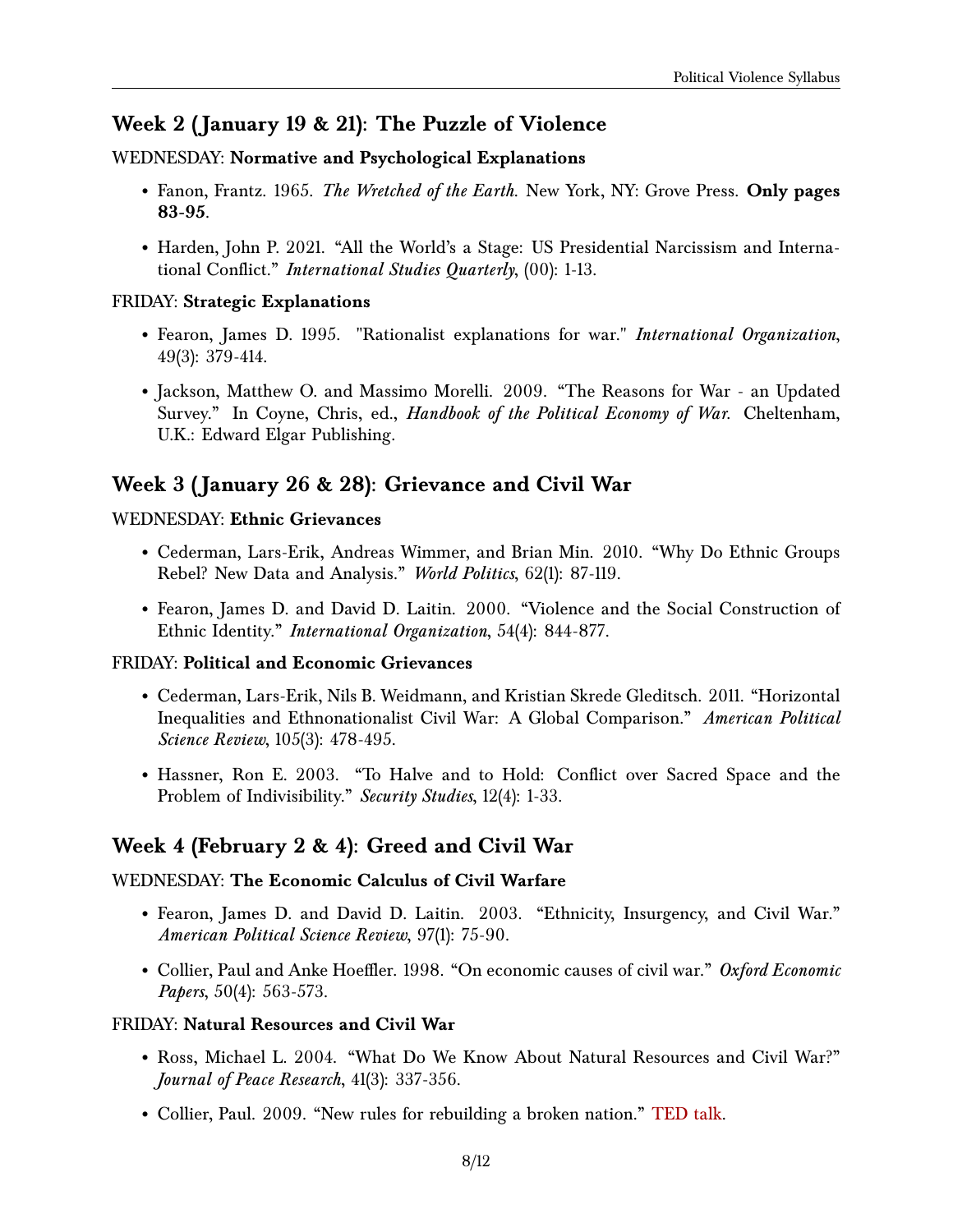## Week 2 (January 19 & 21): The Puzzle of Violence

WEDNESDAY: **Normative and Psychological Explanations**

- Fanon, Frantz. 1965. *The Wretched of the Earth.* New York, NY: Grove Press. **Only pages 83-95**.
- Harden, John P. 2021. "All the World's a Stage: US Presidential Narcissism and International Conflict." *International Studies Quarterly*, (00): 1-13.

FRIDAY: **Strategic Explanations**

- Fearon, James D. 1995. "Rationalist explanations for war." *International Organization*, 49(3): 379-414.
- Jackson, Matthew O. and Massimo Morelli. 2009. "The Reasons for War - an Updated Survey." In Coyne, Chris, ed., *Handbook of the Political Economy of War.* Cheltenham, U.K.: Edward Elgar Publishing.

## Week 3 (January 26 & 28): Grievance and Civil War

WEDNESDAY: **Ethnic Grievances**

- Cederman, Lars-Erik, Andreas Wimmer, and Brian Min. 2010. "Why Do Ethnic Groups Rebel? New Data and Analysis." *World Politics*, 62(1): 87-119.
- Fearon, James D. and David D. Laitin. 2000. "Violence and the Social Construction of Ethnic Identity." *International Organization*, 54(4): 844-877.

FRIDAY: **Political and Economic Grievances**

- Cederman, Lars-Erik, Nils B. Weidmann, and Kristian Skrede Gleditsch. 2011. "Horizontal Inequalities and Ethnonationalist Civil War: A Global Comparison." *American Political Science Review*, 105(3): 478-495.
- Hassner, Ron E. 2003. "To Halve and to Hold: Conflict over Sacred Space and the Problem of Indivisibility." *Security Studies*, 12(4): 1-33.

## Week 4 (February 2 & 4): Greed and Civil War

WEDNESDAY: **The Economic Calculus of Civil Warfare**

- Fearon, James D. and David D. Laitin. 2003. "Ethnicity, Insurgency, and Civil War." *American Political Science Review*, 97(1): 75-90.
- Collier, Paul and Anke Hoeffler. 1998. "On economic causes of civil war." *Oxford Economic Papers*, 50(4): 563-573.

FRIDAY: **Natural Resources and Civil War**

- Ross, Michael L. 2004. "What Do We Know About Natural Resources and Civil War?" *Journal of Peace Research*, 41(3): 337-356.
- Collier, Paul. 2009. "New rules for rebuilding a broken nation." TED talk.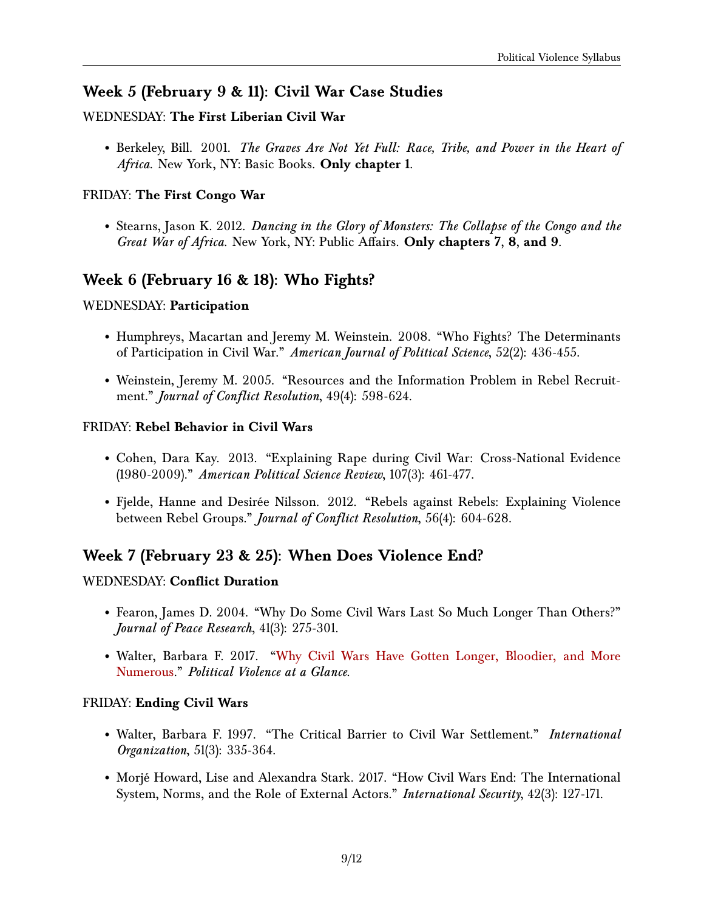## Week 5 (February 9 & 11): Civil War Case Studies

WEDNESDAY: **The First Liberian Civil War**

- Berkeley, Bill. 2001. *The Graves Are Not Yet Full: Race, Tribe, and Power in the Heart of Africa.* New York, NY: Basic Books. **Only chapter 1**.

FRIDAY: **The First Congo War**

- Stearns, Jason K. 2012. *Dancing in the Glory of Monsters: The Collapse of the Congo and the Great War of Africa.* New York, NY: Public Affairs. **Only chapters 7, 8, and 9**.

## Week 6 (February 16 & 18): Who Fights?

WEDNESDAY: **Participation**

- Humphreys, Macartan and Jeremy M. Weinstein. 2008. "Who Fights? The Determinants of Participation in Civil War." *American Journal of Political Science*, 52(2): 436-455.
- Weinstein, Jeremy M. 2005. "Resources and the Information Problem in Rebel Recruitment." *Journal of Conflict Resolution*, 49(4): 598-624.

FRIDAY: **Rebel Behavior in Civil Wars**

- Cohen, Dara Kay. 2013. "Explaining Rape during Civil War: Cross-National Evidence (1980-2009)." *American Political Science Review*, 107(3): 461-477.
- Fjelde, Hanne and Desirée Nilsson. 2012. "Rebels against Rebels: Explaining Violence between Rebel Groups." *Journal of Conflict Resolution*, 56(4): 604-628.

## Week 7 (February 23 & 25): When Does Violence End?

WEDNESDAY: **Conflict Duration**

- Fearon, James D. 2004. "Why Do Some Civil Wars Last So Much Longer Than Others?" *Journal of Peace Research*, 41(3): 275-301.
- Walter, Barbara F. 2017. "Why Civil Wars Have Gotten Longer, Bloodier, and More Numerous." *Political Violence at a Glance.*

FRIDAY: **Ending Civil Wars**

- Walter, Barbara F. 1997. "The Critical Barrier to Civil War Settlement." *International Organization*, 51(3): 335-364.
- Morjé Howard, Lise and Alexandra Stark. 2017. "How Civil Wars End: The International System, Norms, and the Role of External Actors." *International Security*, 42(3): 127-171.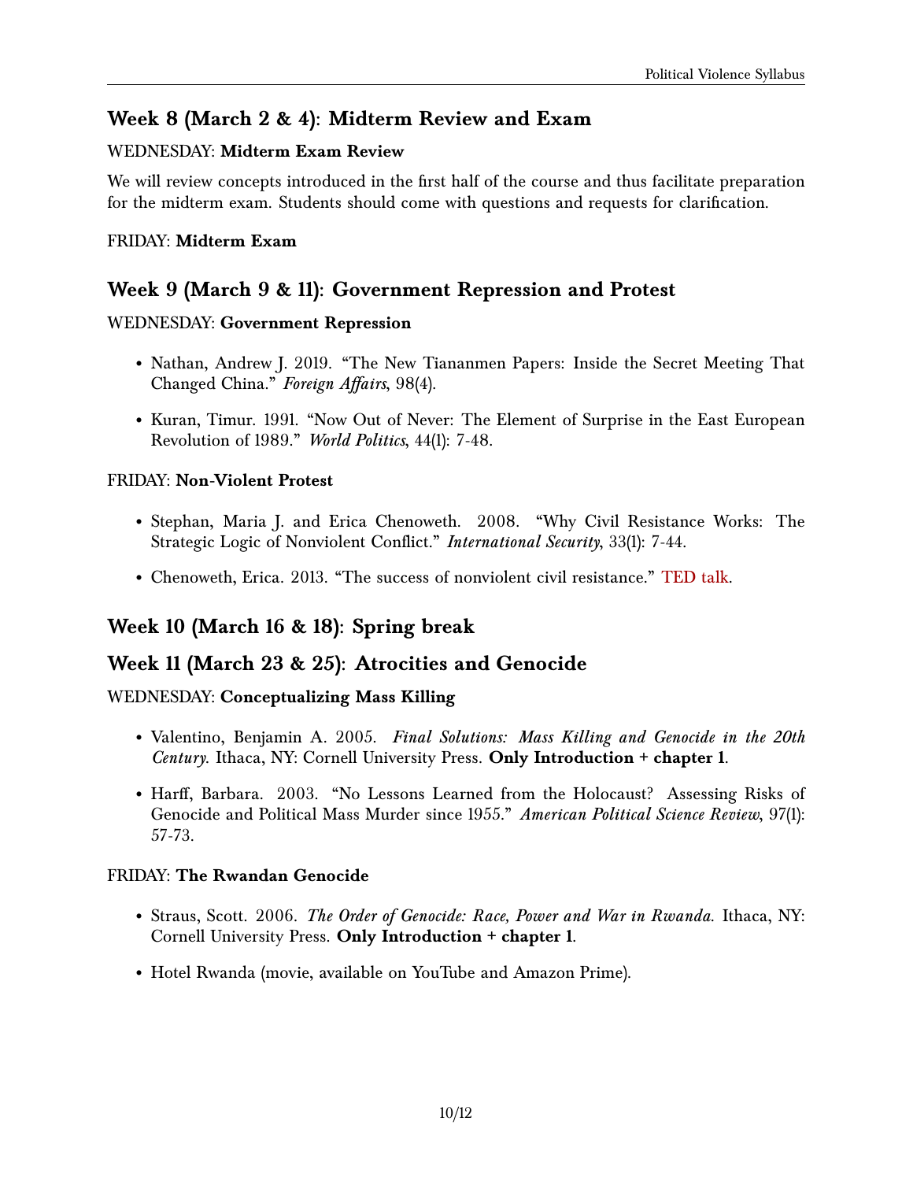## Week 8 (March 2 & 4): Midterm Review and Exam

WEDNESDAY: **Midterm Exam Review**

We will review concepts introduced in the first half of the course and thus facilitate preparation for the midterm exam. Students should come with questions and requests for clarification.

FRIDAY: **Midterm Exam**

## Week 9 (March 9 & 11): Government Repression and Protest

WEDNESDAY: **Government Repression**

- Nathan, Andrew J. 2019. "The New Tiananmen Papers: Inside the Secret Meeting That Changed China." *Foreign Affairs*, 98(4).
- Kuran, Timur. 1991. "Now Out of Never: The Element of Surprise in the East European Revolution of 1989." *World Politics*, 44(1): 7-48.

FRIDAY: **Non-Violent Protest**

- Stephan, Maria J. and Erica Chenoweth. 2008. "Why Civil Resistance Works: The Strategic Logic of Nonviolent Conflict." *International Security*, 33(1): 7-44.
- Chenoweth, Erica. 2013. "The success of nonviolent civil resistance." TED talk.

## Week 10 (March 16 & 18): Spring break

## Week 11 (March 23 & 25): Atrocities and Genocide

WEDNESDAY: **Conceptualizing Mass Killing**

- Valentino, Benjamin A. 2005. *Final Solutions: Mass Killing and Genocide in the 20th Century*. Ithaca, NY: Cornell University Press. **Only Introduction + chapter 1**.
- Harff, Barbara. 2003. "No Lessons Learned from the Holocaust? Assessing Risks of Genocide and Political Mass Murder since 1955." *American Political Science Review*, 97(1): 57-73.

FRIDAY: **The Rwandan Genocide**

- Straus, Scott. 2006. *The Order of Genocide: Race, Power and War in Rwanda*. Ithaca, NY: Cornell University Press. **Only Introduction + chapter 1**.
- Hotel Rwanda (movie, available on YouTube and Amazon Prime).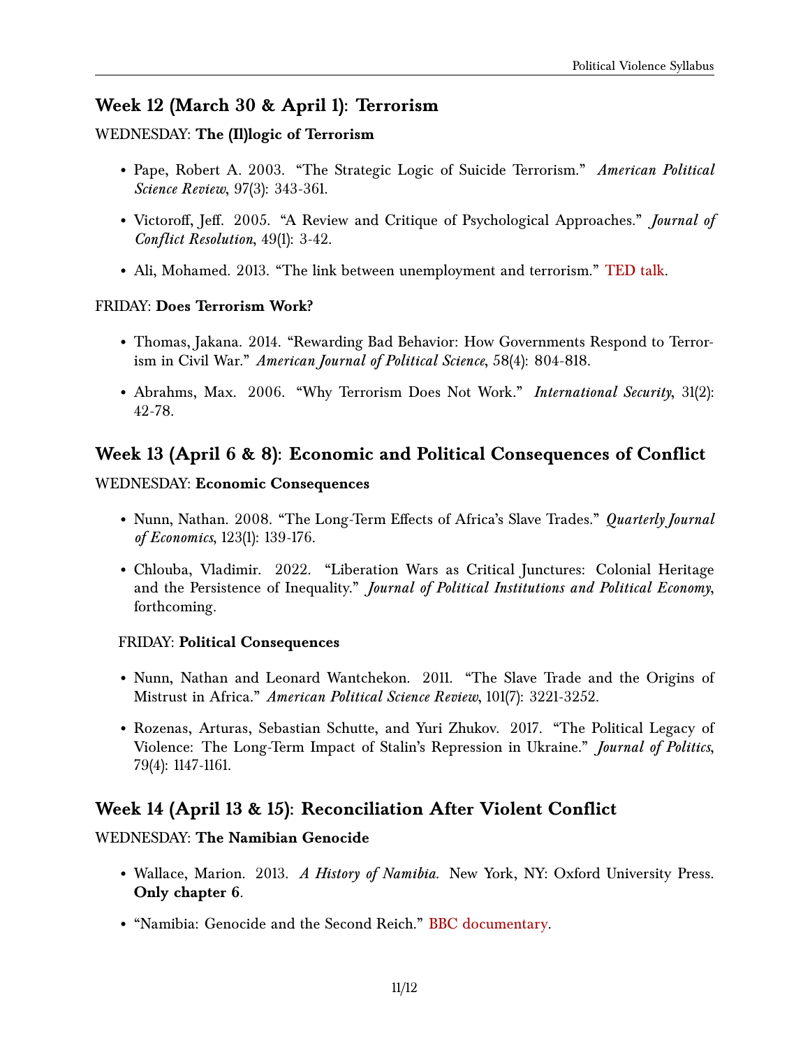## Week 12 (March 30 & April 1): Terrorism

WEDNESDAY: **The (Il)logic of Terrorism**

- Pape, Robert A. 2003. "The Strategic Logic of Suicide Terrorism." *American Political Science Review*, 97(3): 343-361.
- Victoroff, Jeff. 2005. "A Review and Critique of Psychological Approaches." *Journal of Conflict Resolution*, 49(1): 3-42.
- Ali, Mohamed. 2013. "The link between unemployment and terrorism." TED talk.

FRIDAY: **Does Terrorism Work?**

- Thomas, Jakana. 2014. "Rewarding Bad Behavior: How Governments Respond to Terrorism in Civil War." *American Journal of Political Science*, 58(4): 804-818.
- Abrahms, Max. 2006. "Why Terrorism Does Not Work." *International Security*, 31(2): 42-78.

## Week 13 (April 6 & 8): Economic and Political Consequences of Conflict

WEDNESDAY: **Economic Consequences**

- Nunn, Nathan. 2008. "The Long-Term Effects of Africa's Slave Trades." *Quarterly Journal of Economics*, 123(1): 139-176.
- Chlouba, Vladimir. 2022. "Liberation Wars as Critical Junctures: Colonial Heritage and the Persistence of Inequality." *Journal of Political Institutions and Political Economy*, forthcoming.

FRIDAY: **Political Consequences**

- Nunn, Nathan and Leonard Wantchekon. 2011. "The Slave Trade and the Origins of Mistrust in Africa." *American Political Science Review*, 101(7): 3221-3252.
- Rozenas, Arturas, Sebastian Schutte, and Yuri Zhukov. 2017. "The Political Legacy of Violence: The Long-Term Impact of Stalin's Repression in Ukraine." *Journal of Politics*, 79(4): 1147-1161.

## Week 14 (April 13 & 15): Reconciliation After Violent Conflict

WEDNESDAY: **The Namibian Genocide**

- Wallace, Marion. 2013. *A History of Namibia.* New York, NY: Oxford University Press. **Only chapter 6**.
- "Namibia: Genocide and the Second Reich." BBC documentary.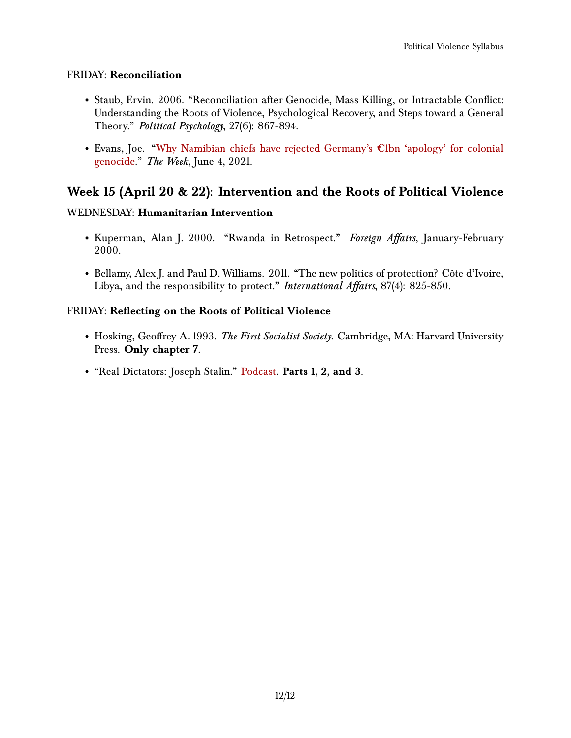FRIDAY: **Reconciliation**

- Staub, Ervin. 2006. "Reconciliation after Genocide, Mass Killing, or Intractable Conflict: Understanding the Roots of Violence, Psychological Recovery, and Steps toward a General Theory." *Political Psychology*, 27(6): 867-894.

- Evans, Joe. "Why Namibian chiefs have rejected Germany's €1bn 'apology' for colonial genocide." *The Week*, June 4, 2021.

## Week 15 (April 20 & 22): Intervention and the Roots of Political Violence

WEDNESDAY: **Humanitarian Intervention**

- Kuperman, Alan J. 2000. "Rwanda in Retrospect." *Foreign Affairs*, January-February 2000.

- Bellamy, Alex J. and Paul D. Williams. 2011. "The new politics of protection? Côte d'Ivoire, Libya, and the responsibility to protect." *International Affairs*, 87(4): 825-850.

FRIDAY: **Reflecting on the Roots of Political Violence**

- Hosking, Geoffrey A. 1993. *The First Socialist Society.* Cambridge, MA: Harvard University Press. **Only chapter 7**.

- "Real Dictators: Joseph Stalin." Podcast. **Parts 1, 2, and 3**.